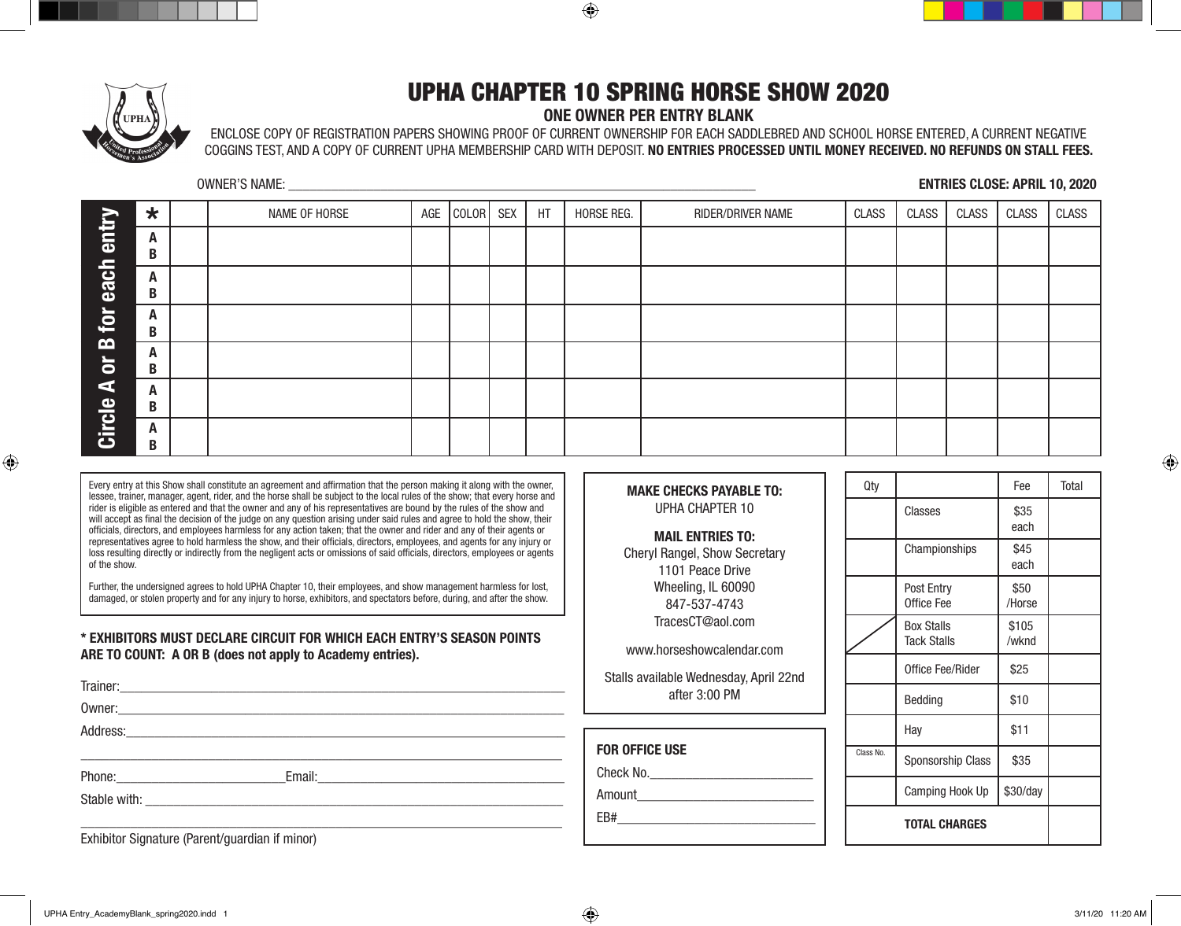# UPHA CHAPTER 10 SPRING HORSE SHOW 2020

## ONE OWNER PER ENTRY BLANK

ENCLOSE COPY OF REGISTRATION PAPERS SHOWING PROOF OF CURRENT OWNERSHIP FOR EACH SADDLEBRED AND SCHOOL HORSE ENTERED, A CURRENT NEGATIVE COGGINS TEST, AND A COPY OF CURRENT UPHA MEMBERSHIP CARD WITH DEPOSIT. **NO ENTRIES PROCESSED UNTIL MONEY RECEIVED. NO REFUNDS ON STALL FEES.**

OWNER'S NAME: ______________________________

**ENTRIES CLOSE: APRIL 10, 2020**

**Circle A or B for each entry**

| * | | NAME OF HORSE | AGE | COLOR | SEX | HT | HORSE REG. | RIDER/DRIVER NAME | CLASS | CLASS | CLASS | CLASS | CLASS |
|---|---|---|---|---|---|---|---|---|---|---|---|---|---|
| A B | | | | | | | | | | | | | |
| A B | | | | | | | | | | | | | |
| A B | | | | | | | | | | | | | |
| A B | | | | | | | | | | | | | |
| A B | | | | | | | | | | | | | |
| A B | | | | | | | | | | | | | |

Every entry at this Show shall constitute an agreement and affirmation that the person making it along with the owner, lessee, trainer, manager, agent, rider, and the horse shall be subject to the local rules of the show; that every horse and rider is eligible as entered and that the owner and any of his representatives are bound by the rules of the show and will accept as final the decision of the judge on any question arising under said rules and agree to hold the show, their officials, directors, and employees harmless for any action taken; that the owner and rider and any of their agents or representatives agree to hold harmless the show, and their officials, directors, employees, and agents for any injury or loss resulting directly or indirectly from the negligent acts or omissions of said officials, directors, employees or agents of the show.

Further, the undersigned agrees to hold UPHA Chapter 10, their employees, and show management harmless for lost, damaged, or stolen property and for any injury to horse, exhibitors, and spectators before, during, and after the show.

**\* EXHIBITORS MUST DECLARE CIRCUIT FOR WHICH EACH ENTRY'S SEASON POINTS ARE TO COUNT: A OR B (does not apply to Academy entries).**

Trainer: ______________________________

Owner: ______________________________

Address: ______________________________

______________________________

Phone: ______________ Email: ______________________________

Stable with: ______________________________

______________________________

Exhibitor Signature (Parent/guardian if minor)

**MAKE CHECKS PAYABLE TO:**
UPHA CHAPTER 10

**MAIL ENTRIES TO:**
Cheryl Rangel, Show Secretary
1101 Peace Drive
Wheeling, IL 60090
847-537-4743
TracesCT@aol.com

www.horseshowcalendar.com

Stalls available Wednesday, April 22nd after 3:00 PM

**FOR OFFICE USE**

Check No. ______________

Amount ______________

EB# ______________

| Qty | | Fee | Total |
|---|---|---|---|
| | Classes | $35 each | |
| | Championships | $45 each | |
| | Post Entry Office Fee | $50 /Horse | |
| | Box Stalls Tack Stalls | $105 /wknd | |
| | Office Fee/Rider | $25 | |
| | Bedding | $10 | |
| | Hay | $11 | |
| Class No. | Sponsorship Class | $35 | |
| | Camping Hook Up | $30/day | |
| | **TOTAL CHARGES** | | |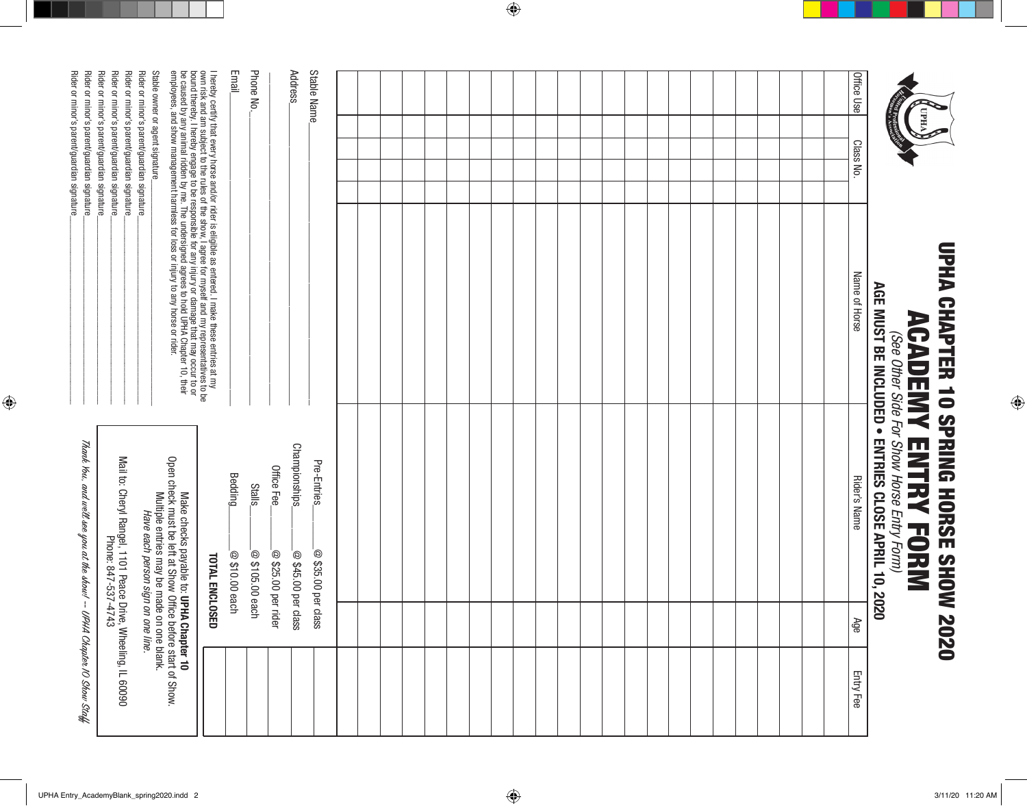# UPHA CHAPTER 10 SPRING HORSE SHOW 2020

# ACADEMY ENTRY FORM

*(See Other Side For Show Horse Entry Form)*

**AGE MUST BE INCLUDED • ENTRIES CLOSE APRIL 10, 2020**

| Office Use | Class No. | | | | Name of Horse | Rider's Name | Age | Entry Fee |
|---|---|---|---|---|---|---|---|---|
| | | | | | | | | |
| | | | | | | | | |
| | | | | | | | | |
| | | | | | | | | |
| | | | | | | | | |
| | | | | | | | | |
| | | | | | | | | |
| | | | | | | | | |
| | | | | | | | | |
| | | | | | | | | |
| | | | | | | | | |
| | | | | | | | | |
| | | | | | | | | |
| | | | | | | | | |
| | | | | | | | | |
| | | | | | | | | |
| | | | | | | | | |
| | | | | | | | | |
| | | | | | | | | |
| | | | | | | | | |
| | | | | | | | | |
| | | | | | | | | |
| | | | | | | | | |

Stable Name_______________

Address_______________

_______________

Phone No._______________

Email_______________

I hereby certify that every horse and/or rider is eligible as entered. I make these entries at my own risk and am subject to the rules of the show. I agree for myself and my representatives to be bound thereby. I hereby engage to be responsible for any injury or damage that may occur to or be caused by any animal ridden by me. The undersigned agrees to hold UPHA Chapter 10, their employees, and show management harmless for loss or injury to any horse or rider.

Stable owner or agent signature_______________

Rider or minor's parent/guardian signature_______________

Rider or minor's parent/guardian signature_______________

Rider or minor's parent/guardian signature_______________

Rider or minor's parent/guardian signature_______________

Rider or minor's parent/guardian signature_______________

Rider or minor's parent/guardian signature_______________

| | | |
|---|---|---|
| Pre-Entries_____ | @ $35.00 per class | |
| Championships_____ | @ $45.00 per class | |
| Office Fee_____ | @ $25.00 per rider | |
| Stalls_____ | @ $105.00 each | |
| Bedding_____ | @ $10.00 each | |
| **TOTAL ENCLOSED** | | |

Make checks payable to: **UPHA Chapter 10**
Open check must be left at Show Office before start of Show.
Multiple entries may be made on one blank.
*Have each person sign on one line.*

Mail to: Cheryl Rangel, 1101 Peace Drive, Wheeling, IL 60090
Phone: 847-537-4743

*Thank You, and we'll see you at the show! – UPHA Chapter 10 Show Staff*